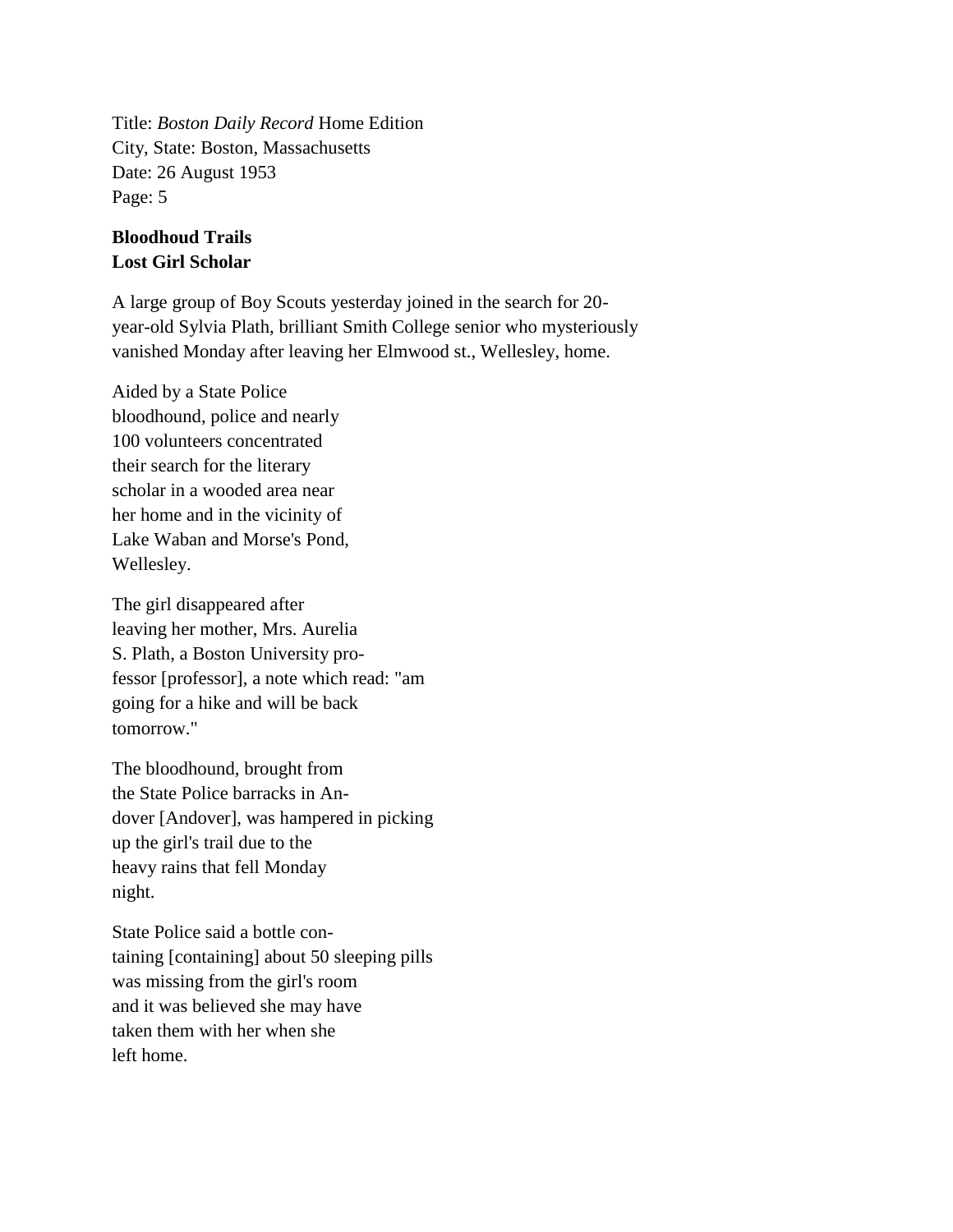Title: *Boston Daily Record* Home Edition
City, State: Boston, Massachusetts
Date: 26 August 1953
Page: 5

**Bloodhoud Trails**
**Lost Girl Scholar**

A large group of Boy Scouts yesterday joined in the search for 20-year-old Sylvia Plath, brilliant Smith College senior who mysteriously vanished Monday after leaving her Elmwood st., Wellesley, home.

Aided by a State Police bloodhound, police and nearly 100 volunteers concentrated their search for the literary scholar in a wooded area near her home and in the vicinity of Lake Waban and Morse's Pond, Wellesley.

The girl disappeared after leaving her mother, Mrs. Aurelia S. Plath, a Boston University pro-fessor [professor], a note which read: "am going for a hike and will be back tomorrow."

The bloodhound, brought from the State Police barracks in An-dover [Andover], was hampered in picking up the girl's trail due to the heavy rains that fell Monday night.

State Police said a bottle con-taining [containing] about 50 sleeping pills was missing from the girl's room and it was believed she may have taken them with her when she left home.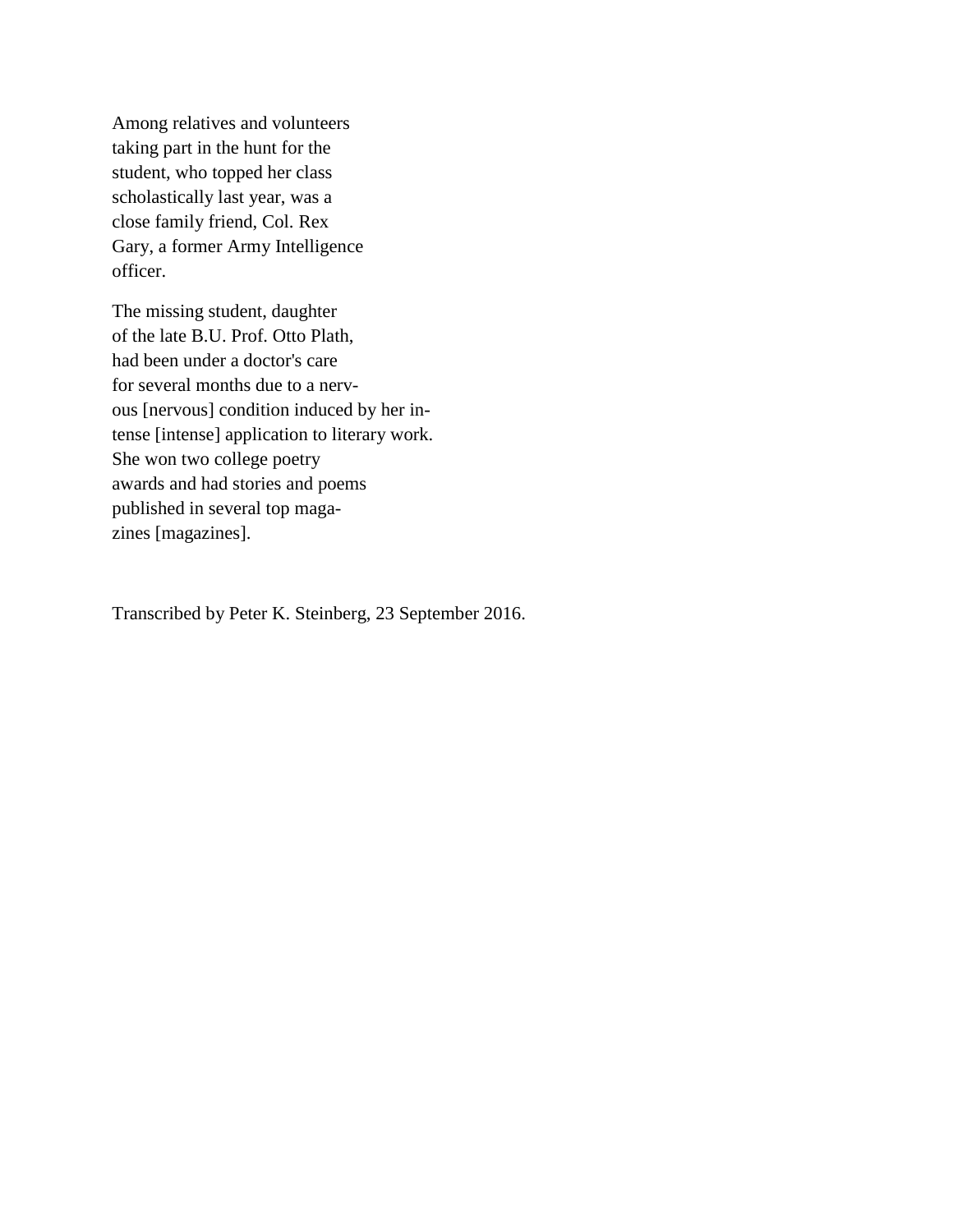Among relatives and volunteers
taking part in the hunt for the
student, who topped her class
scholastically last year, was a
close family friend, Col. Rex
Gary, a former Army Intelligence
officer.

The missing student, daughter
of the late B.U. Prof. Otto Plath,
had been under a doctor's care
for several months due to a nerv-
ous [nervous] condition induced by her in-
tense [intense] application to literary work.
She won two college poetry
awards and had stories and poems
published in several top maga-
zines [magazines].

Transcribed by Peter K. Steinberg, 23 September 2016.